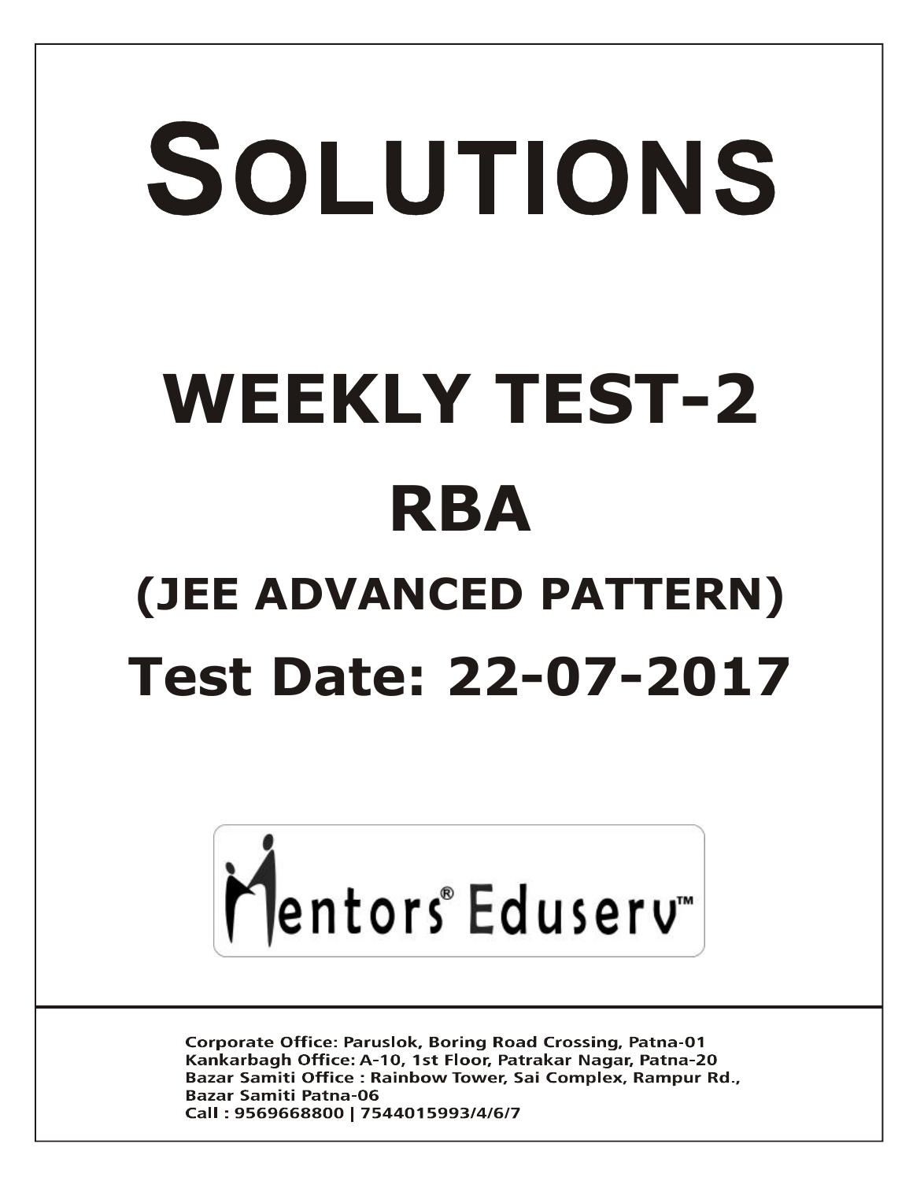# SOLUTIONS

# WEEKLY TEST-2

# RBA

## (JEE ADVANCED PATTERN)

## Test Date: 22-07-2017

Mentors® Eduserv™

Corporate Office: Paruslok, Boring Road Crossing, Patna-01
Kankarbagh Office: A-10, 1st Floor, Patrakar Nagar, Patna-20
Bazar Samiti Office : Rainbow Tower, Sai Complex, Rampur Rd., Bazar Samiti Patna-06
Call : 9569668800 | 7544015993/4/6/7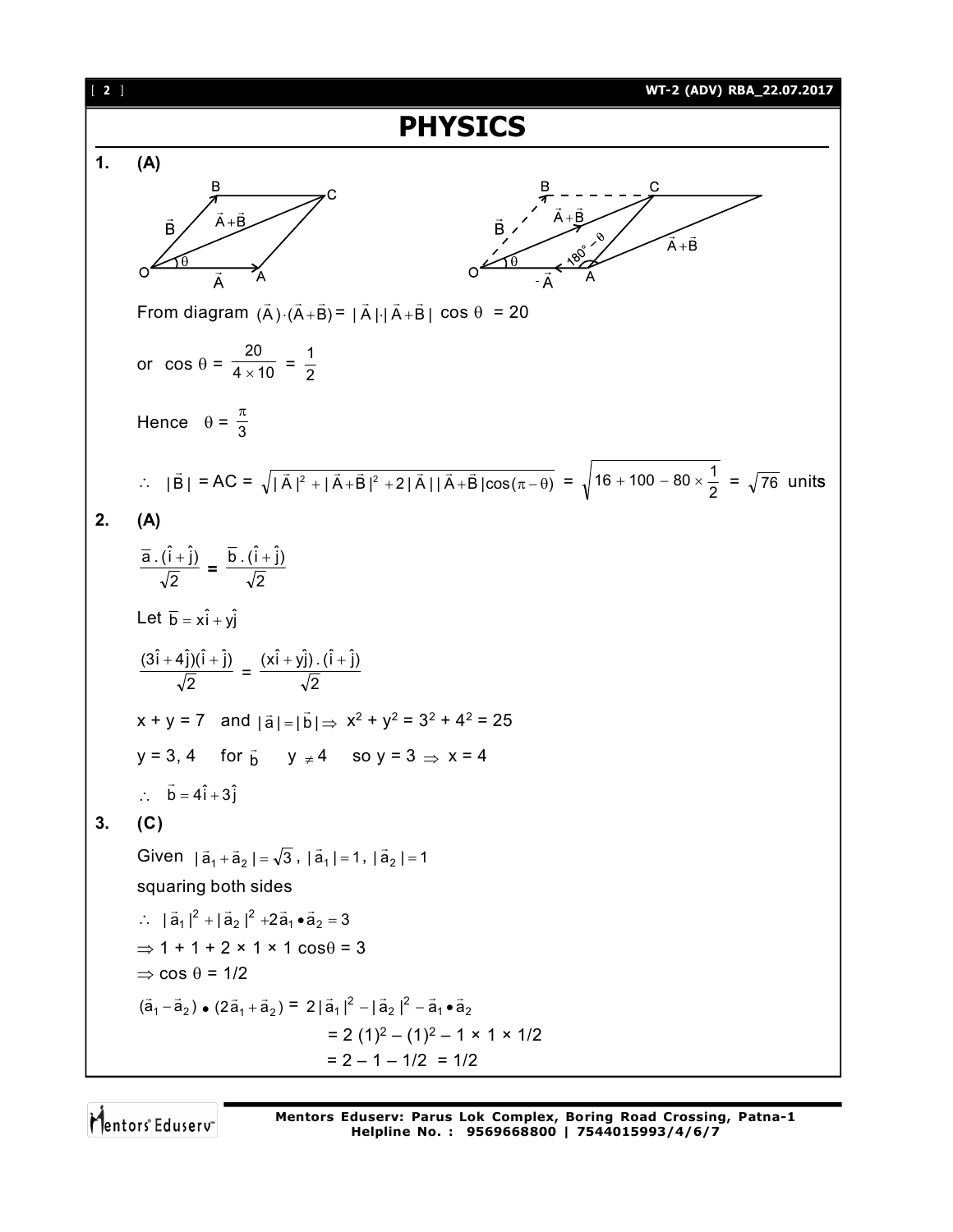# PHYSICS

**1. (A)**

From diagram $(\vec{A})\cdot(\vec{A}+\vec{B}) = |\vec{A}|\cdot|\vec{A}+\vec{B}|\cos\theta = 20$

or $\cos\theta = \frac{20}{4\times 10} = \frac{1}{2}$

Hence $\theta = \frac{\pi}{3}$

$\therefore\ |\vec{B}| = AC = \sqrt{|\vec{A}|^2 + |\vec{A}+\vec{B}|^2 + 2|\vec{A}||\vec{A}+\vec{B}|\cos(\pi-\theta)} = \sqrt{16+100-80\times\frac{1}{2}} = \sqrt{76}$ units

**2. (A)**

$$\frac{\bar{a}.(\hat{i}+\hat{j})}{\sqrt{2}} = \frac{\bar{b}.(\hat{i}+\hat{j})}{\sqrt{2}}$$

Let $\bar{b} = x\hat{i}+y\hat{j}$

$$\frac{(3\hat{i}+4\hat{j})(\hat{i}+\hat{j})}{\sqrt{2}} = \frac{(x\hat{i}+y\hat{j}).(\hat{i}+\hat{j})}{\sqrt{2}}$$

$x + y = 7$ and $|\vec{a}| = |\vec{b}| \Rightarrow x^2 + y^2 = 3^2 + 4^2 = 25$

$y = 3, 4$ for $\vec{b}$ $y \neq 4$ so $y = 3 \Rightarrow x = 4$

$\therefore\ \vec{b} = 4\hat{i}+3\hat{j}$

**3. (C)**

Given $|\vec{a}_1+\vec{a}_2| = \sqrt{3}$, $|\vec{a}_1| = 1$, $|\vec{a}_2| = 1$

squaring both sides

$\therefore\ |\vec{a}_1|^2 + |\vec{a}_2|^2 + 2\vec{a}_1\bullet\vec{a}_2 = 3$

$\Rightarrow 1 + 1 + 2 \times 1 \times 1\cos\theta = 3$

$\Rightarrow \cos\theta = 1/2$

$(\vec{a}_1-\vec{a}_2)\bullet(2\vec{a}_1+\vec{a}_2) = 2|\vec{a}_1|^2 - |\vec{a}_2|^2 - \vec{a}_1\bullet\vec{a}_2$

$= 2(1)^2 - (1)^2 - 1 \times 1 \times 1/2$

$= 2 - 1 - 1/2 = 1/2$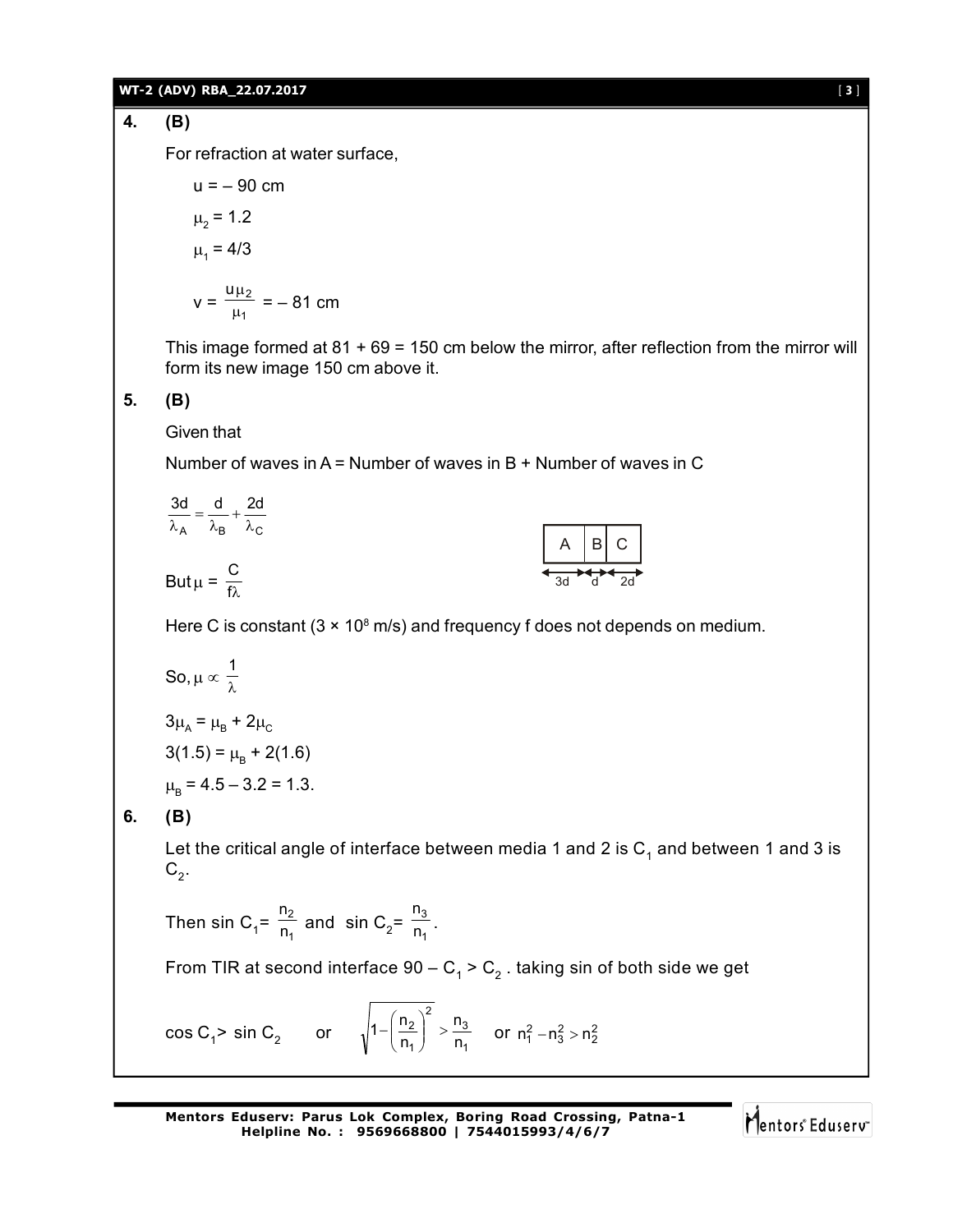**4. (B)**

For refraction at water surface,

$u = -90$ cm

$\mu_2 = 1.2$

$\mu_1 = 4/3$

$$v = \frac{u\mu_2}{\mu_1} = -81 \text{ cm}$$

This image formed at 81 + 69 = 150 cm below the mirror, after reflection from the mirror will form its new image 150 cm above it.

**5. (B)**

Given that

Number of waves in A = Number of waves in B + Number of waves in C

$$\frac{3d}{\lambda_A} = \frac{d}{\lambda_B} + \frac{2d}{\lambda_C}$$

| A | B | C |
|---|---|---|
| 3d | d | 2d |

But $\mu = \dfrac{C}{f\lambda}$

Here C is constant ($3 \times 10^8$ m/s) and frequency f does not depends on medium.

So, $\mu \propto \dfrac{1}{\lambda}$

$3\mu_A = \mu_B + 2\mu_C$

$3(1.5) = \mu_B + 2(1.6)$

$\mu_B = 4.5 - 3.2 = 1.3.$

**6. (B)**

Let the critical angle of interface between media 1 and 2 is $C_1$ and between 1 and 3 is $C_2$.

Then $\sin C_1 = \dfrac{n_2}{n_1}$ and $\sin C_2 = \dfrac{n_3}{n_1}$.

From TIR at second interface $90 - C_1 > C_2$ . taking sin of both side we get

$$\cos C_1 > \sin C_2 \quad \text{or} \quad \sqrt{1-\left(\frac{n_2}{n_1}\right)^2} > \frac{n_3}{n_1} \quad \text{or } n_1^2 - n_3^2 > n_2^2$$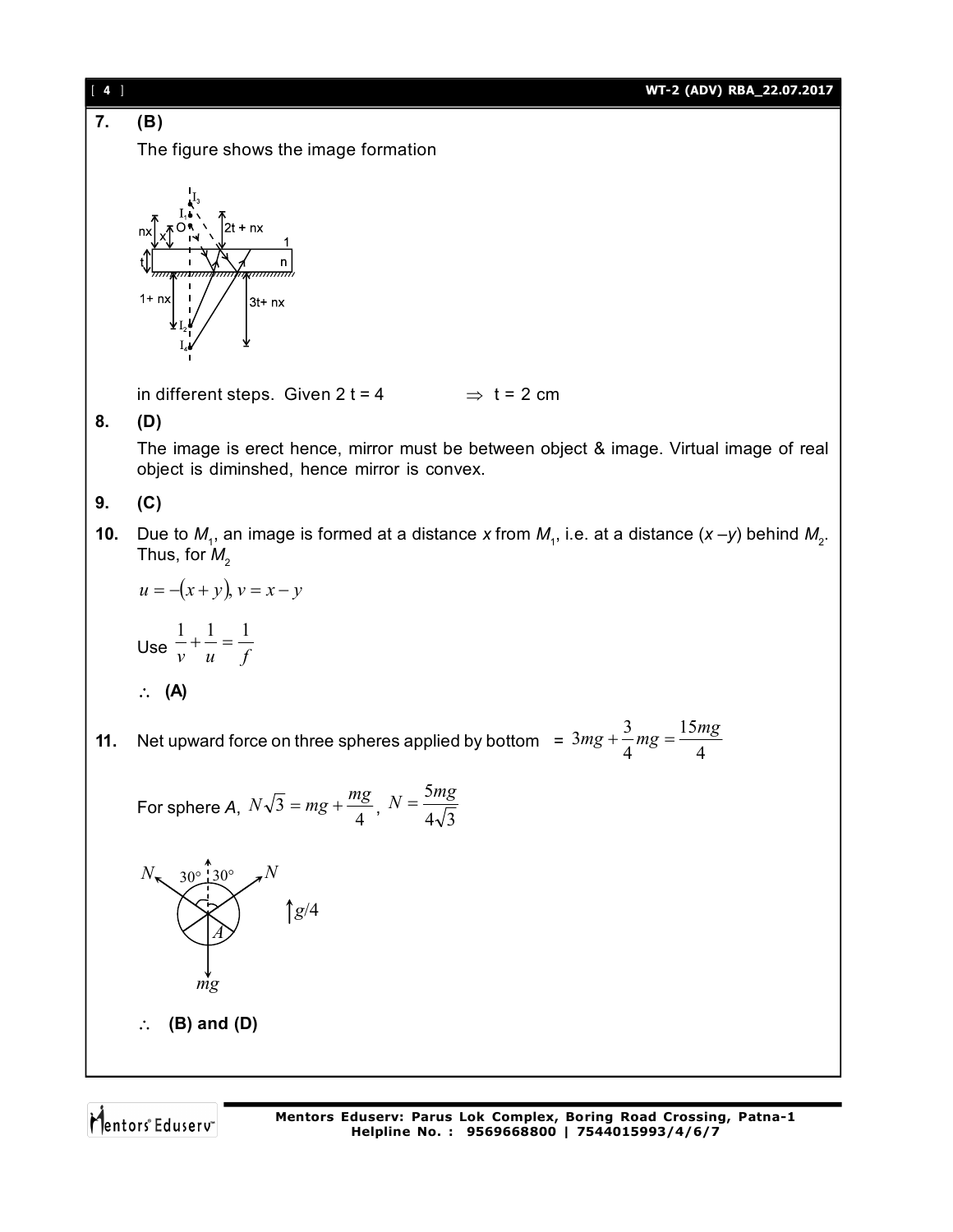**7. (B)**

The figure shows the image formation

in different steps. Given 2 t = 4 $\Rightarrow$ t = 2 cm

**8. (D)**

The image is erect hence, mirror must be between object & image. Virtual image of real object is diminshed, hence mirror is convex.

**9. (C)**

**10.** Due to $M_1$, an image is formed at a distance $x$ from $M_1$, i.e. at a distance $(x - y)$ behind $M_2$. Thus, for $M_2$

$$u = -(x + y),\ v = x - y$$

Use $\frac{1}{v} + \frac{1}{u} = \frac{1}{f}$

$\therefore$ **(A)**

**11.** Net upward force on three spheres applied by bottom $= 3mg + \frac{3}{4}mg = \frac{15mg}{4}$

For sphere $A$, $N\sqrt{3} = mg + \frac{mg}{4}$, $N = \frac{5mg}{4\sqrt{3}}$

$\therefore$ **(B) and (D)**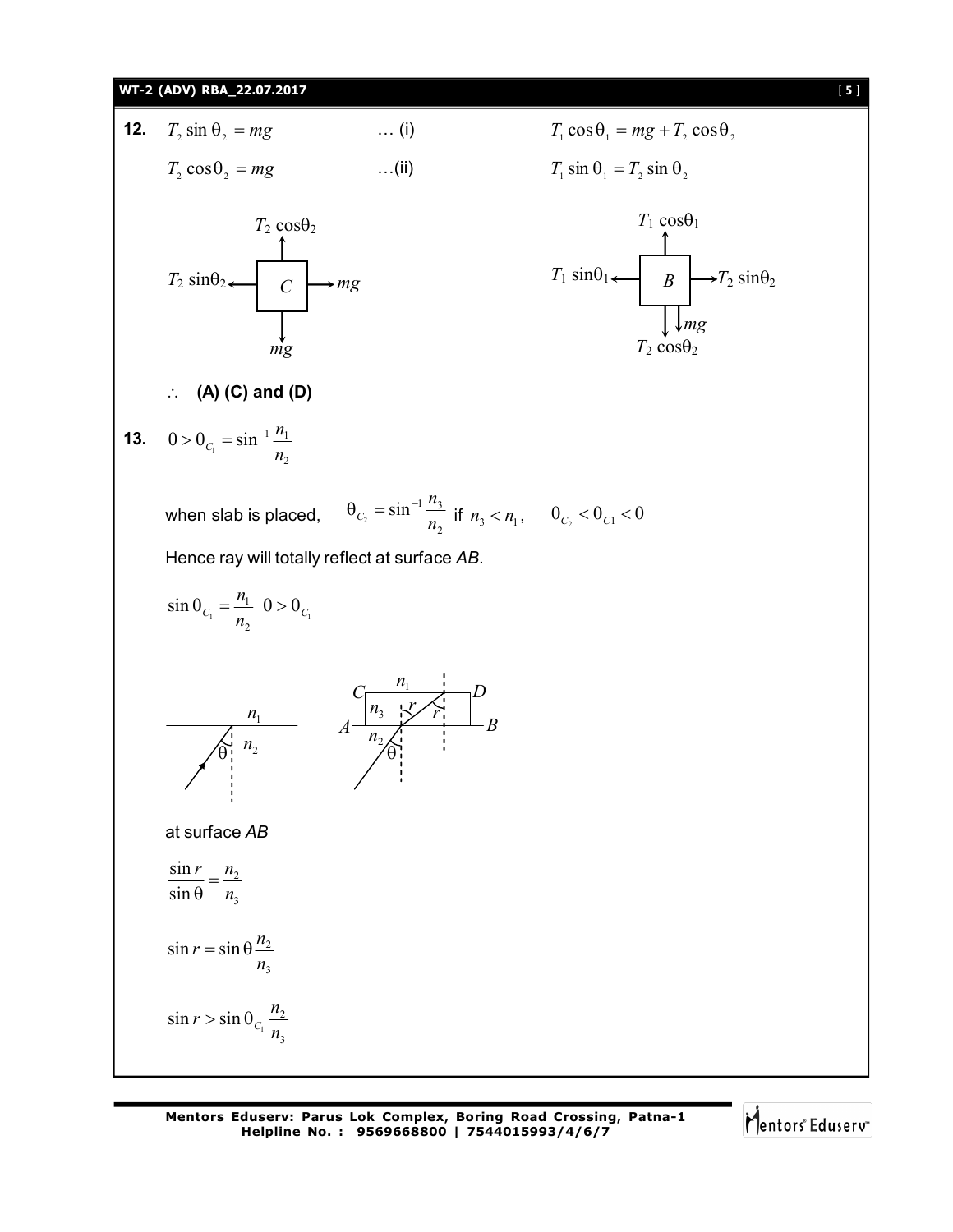**12.** $T_2 \sin \theta_2 = mg$ … (i) $T_1 \cos \theta_1 = mg + T_2 \cos \theta_2$

$T_2 \cos \theta_2 = mg$ …(ii) $T_1 \sin \theta_1 = T_2 \sin \theta_2$

$\therefore$ **(A) (C) and (D)**

**13.** $\theta > \theta_{C_1} = \sin^{-1} \dfrac{n_1}{n_2}$

when slab is placed, $\theta_{C_2} = \sin^{-1} \dfrac{n_3}{n_2}$ if $n_3 < n_1$, $\theta_{C_2} < \theta_{C1} < \theta$

Hence ray will totally reflect at surface *AB*.

$\sin \theta_{C_1} = \dfrac{n_1}{n_2}$ $\theta > \theta_{C_1}$

at surface *AB*

$$\frac{\sin r}{\sin \theta} = \frac{n_2}{n_3}$$

$$\sin r = \sin \theta \frac{n_2}{n_3}$$

$$\sin r > \sin \theta_{C_1} \frac{n_2}{n_3}$$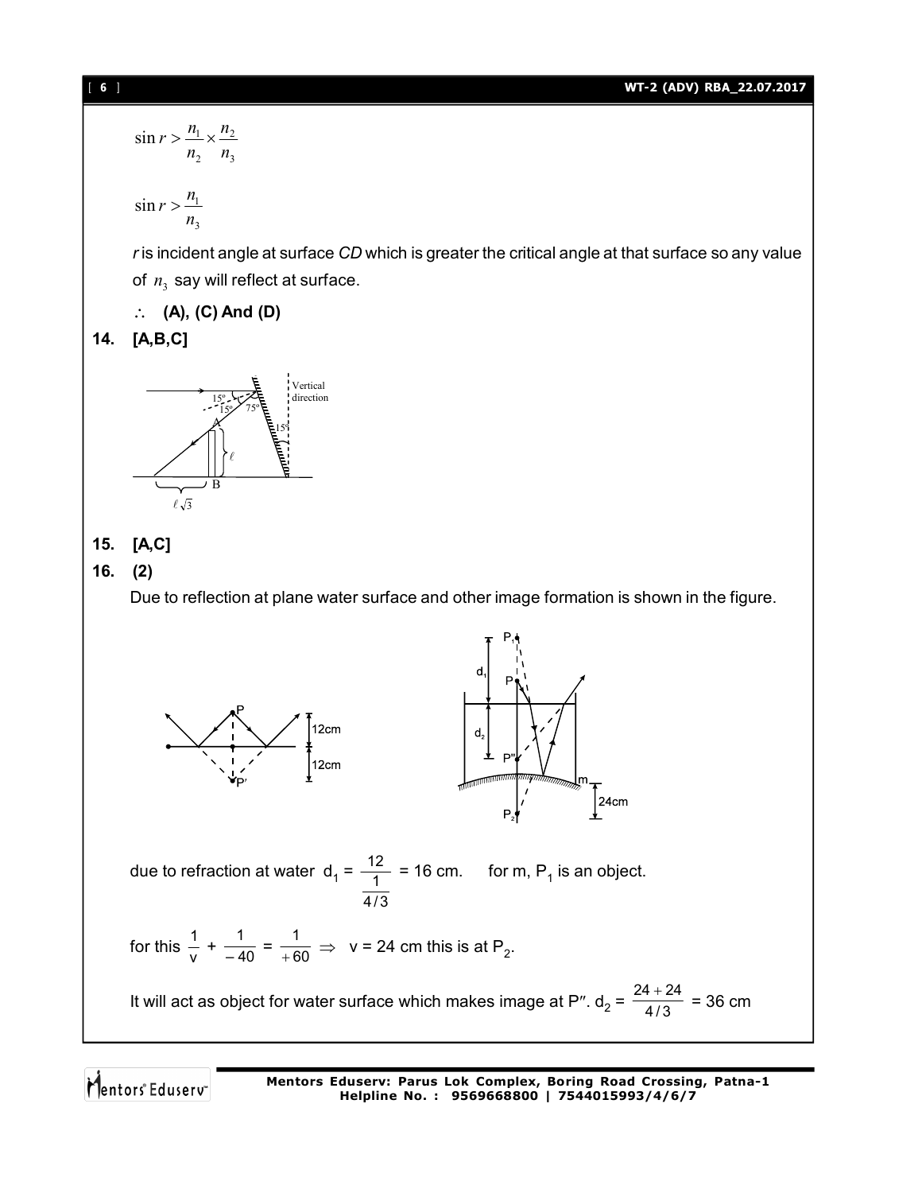$$\sin r > \frac{n_1}{n_2} \times \frac{n_2}{n_3}$$

$$\sin r > \frac{n_1}{n_3}$$

*r* is incident angle at surface *CD* which is greater the critical angle at that surface so any value of $n_3$ say will reflect at surface.

$\therefore$ **(A), (C) And (D)**

**14. [A,B,C]**

**15. [A,C]**

**16. (2)**

Due to reflection at plane water surface and other image formation is shown in the figure.

due to refraction at water $d_1 = \dfrac{12}{\dfrac{1}{4/3}} = 16$ cm. for m, $P_1$ is an object.

for this $\dfrac{1}{v} + \dfrac{1}{-40} = \dfrac{1}{+60} \Rightarrow$ v = 24 cm this is at $P_2$.

It will act as object for water surface which makes image at P″. $d_2 = \dfrac{24+24}{4/3} = 36$ cm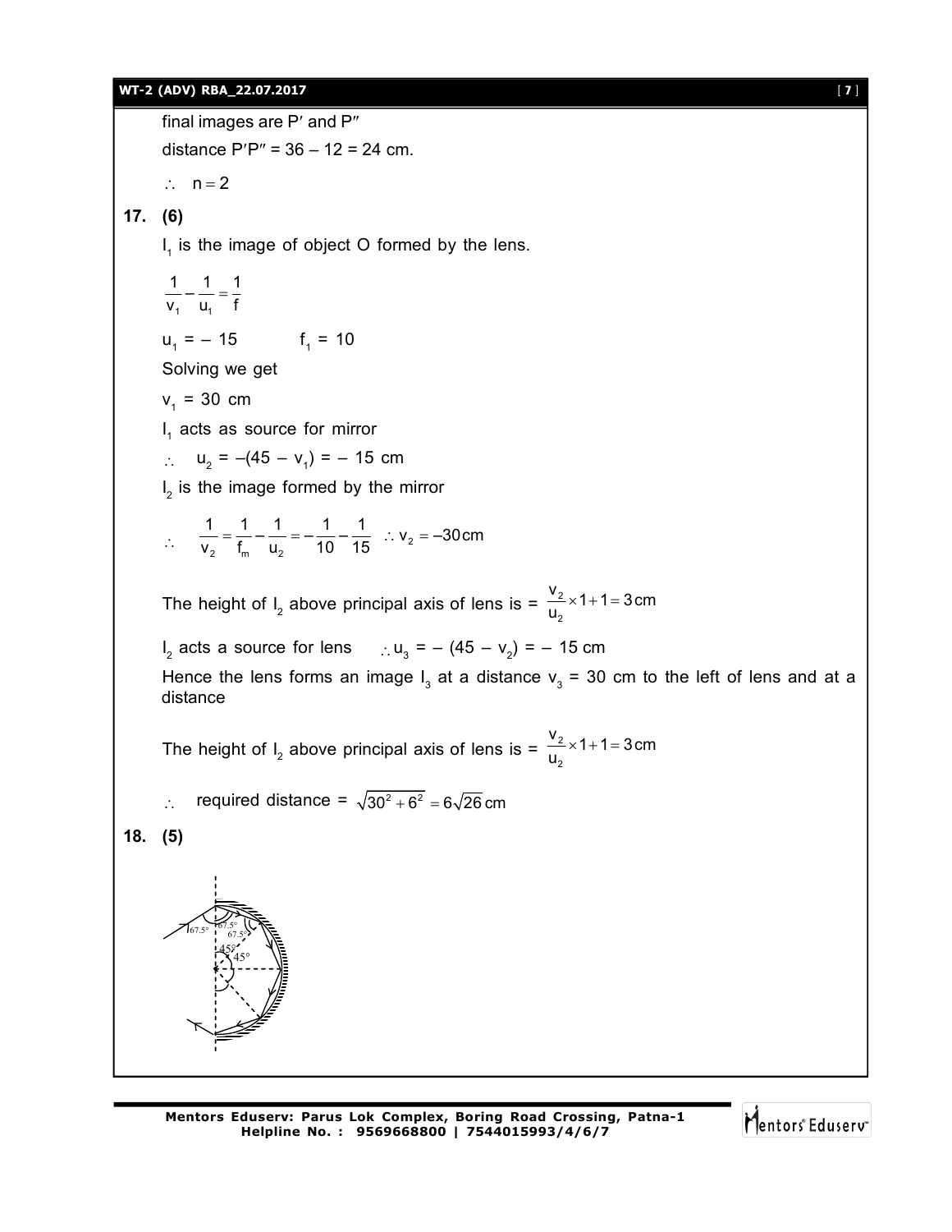final images are P′ and P″

distance P′P″ = 36 – 12 = 24 cm.

$\therefore \quad n = 2$

**17. (6)**

$I_1$ is the image of object O formed by the lens.

$$\frac{1}{v_1} - \frac{1}{u_1} = \frac{1}{f}$$

$u_1 = -15 \qquad f_1 = 10$

Solving we get

$v_1 = 30$ cm

$I_1$ acts as source for mirror

$\therefore \quad u_2 = -(45 - v_1) = -15$ cm

$I_2$ is the image formed by the mirror

$$\therefore \quad \frac{1}{v_2} = \frac{1}{f_m} - \frac{1}{u_2} = -\frac{1}{10} - \frac{1}{15} \quad \therefore v_2 = -30\text{cm}$$

The height of $I_2$ above principal axis of lens is = $\frac{v_2}{u_2} \times 1 + 1 = 3\text{cm}$

$I_2$ acts a source for lens $\quad \therefore u_3 = -(45 - v_2) = -15$ cm

Hence the lens forms an image $I_3$ at a distance $v_3$ = 30 cm to the left of lens and at a distance

The height of $I_2$ above principal axis of lens is = $\frac{v_2}{u_2} \times 1 + 1 = 3\text{cm}$

$\therefore \quad$ required distance = $\sqrt{30^2 + 6^2} = 6\sqrt{26}$ cm

**18. (5)**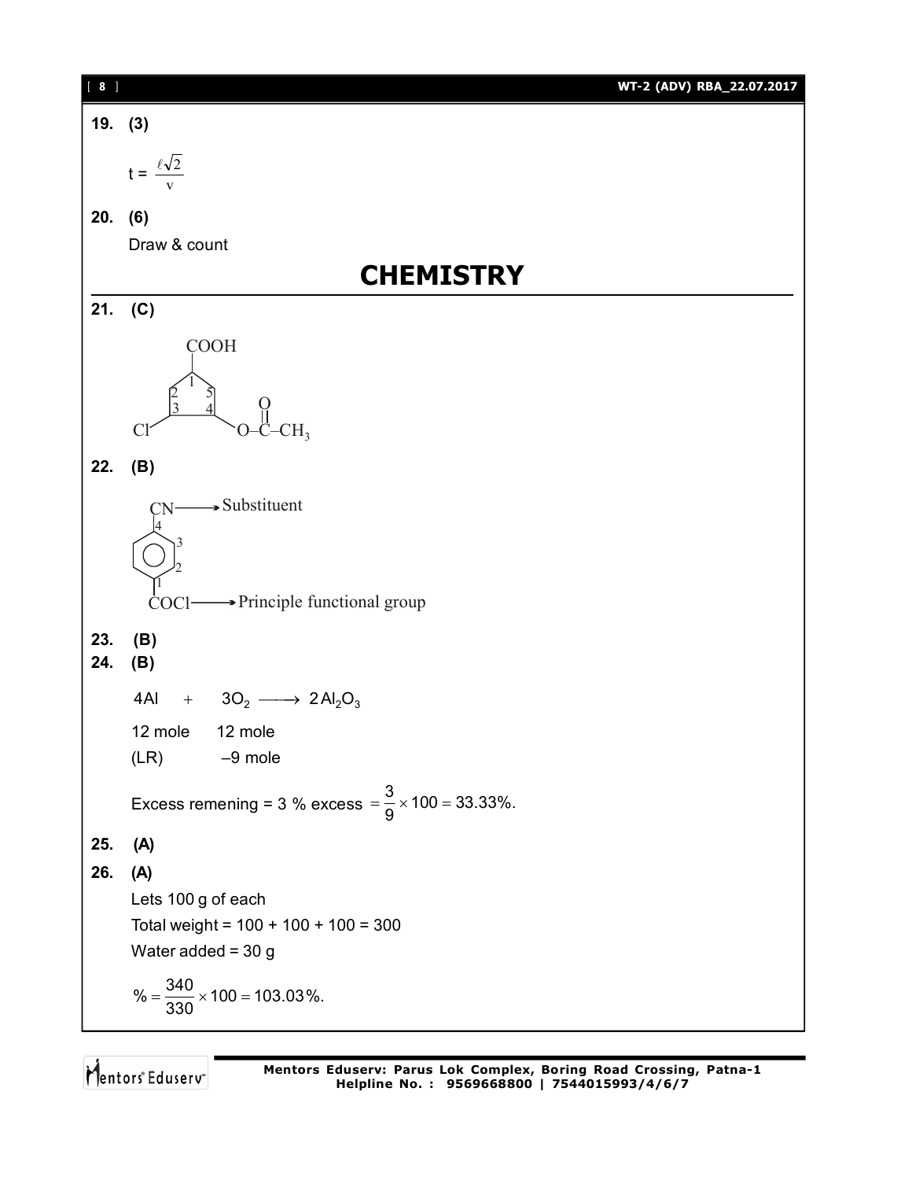**19. (3)**

$$t = \frac{\ell\sqrt{2}}{v}$$

**20. (6)**

Draw & count

# CHEMISTRY

**21. (C)**

COOH

1, 2, 3, 4, 5

Cl — O–C(=O)–$CH_3$

**22. (B)**

CN ⟶ Substituent

4, 3, 2, 1

COCl ⟶ Principle functional group

**23. (B)**

**24. (B)**

$$4Al \; + \; 3O_2 \longrightarrow 2Al_2O_3$$

12 mole &nbsp;&nbsp;&nbsp; 12 mole

(LR) &nbsp;&nbsp;&nbsp;&nbsp;&nbsp;&nbsp;&nbsp; –9 mole

Excess remening = 3 % excess $= \frac{3}{9} \times 100 = 33.33\%.$

**25. (A)**

**26. (A)**

Lets 100 g of each

Total weight = 100 + 100 + 100 = 300

Water added = 30 g

$$\% = \frac{340}{330} \times 100 = 103.03\%.$$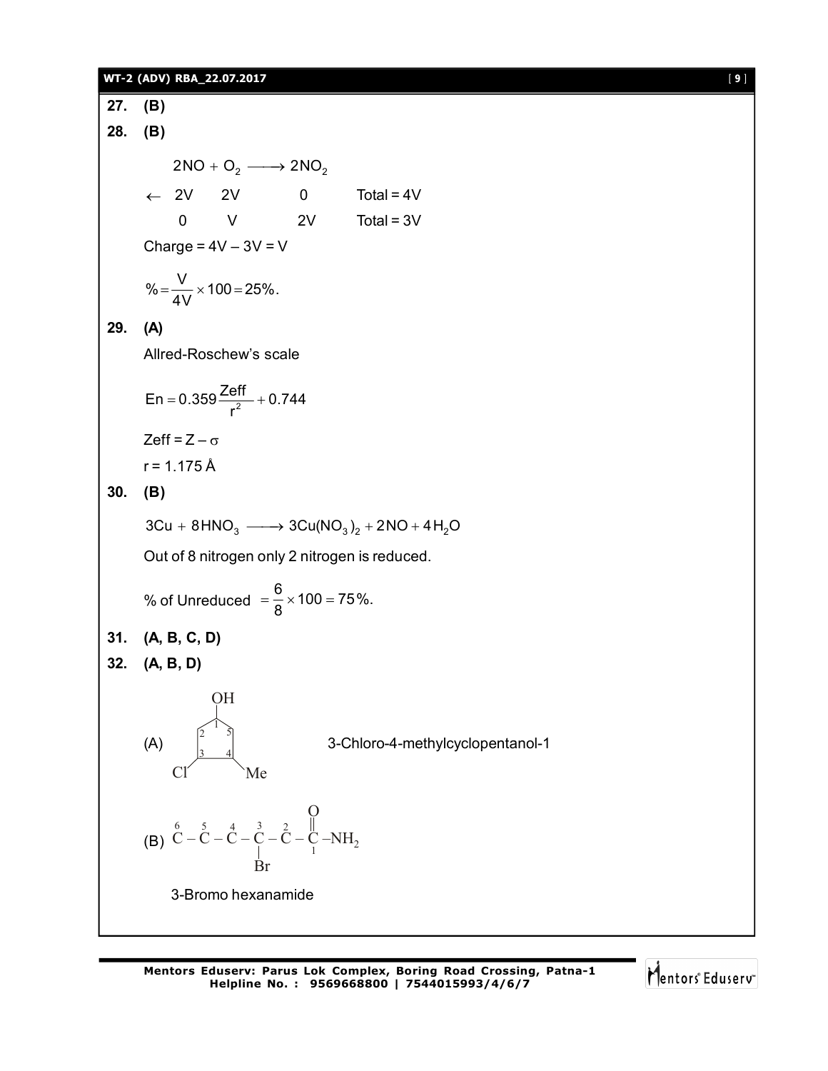**27.** **(B)**

**28.** **(B)**

$$2NO + O_2 \longrightarrow 2NO_2$$

| | | | | |
|---|---|---|---|---|
| $\leftarrow$ | 2V | 2V | 0 | Total = 4V |
| | 0 | V | 2V | Total = 3V |

Charge = 4V – 3V = V

$$\% = \frac{V}{4V} \times 100 = 25\%.$$

**29.** **(A)**

Allred-Roschew's scale

$$En = 0.359 \frac{Zeff}{r^2} + 0.744$$

Zeff = Z – $\sigma$

r = 1.175 Å

**30.** **(B)**

$$3Cu + 8HNO_3 \longrightarrow 3Cu(NO_3)_2 + 2NO + 4H_2O$$

Out of 8 nitrogen only 2 nitrogen is reduced.

$$\% \text{ of Unreduced } = \frac{6}{8} \times 100 = 75\%.$$

**31.** **(A, B, C, D)**

**32.** **(A, B, D)**

(A) Cyclopentane ring with OH at C-1, Cl at C-3, Me at C-4 — 3-Chloro-4-methylcyclopentanol-1

(B) $\overset{6}{C} - \overset{5}{C} - \overset{4}{C} - \overset{3}{\underset{|\,Br}{C}} - \overset{2}{C} - \underset{1}{\overset{O}{\overset{\|}{C}}} - NH_2$

3-Bromo hexanamide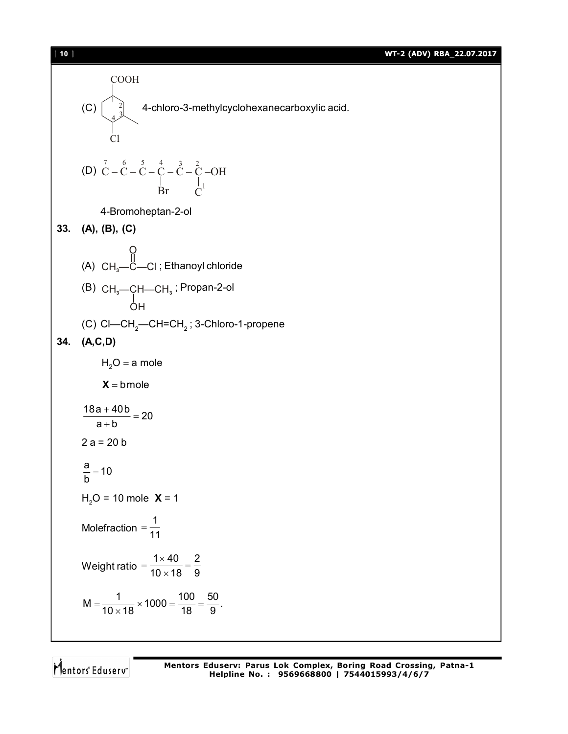(C) [Structure: cyclohexane ring with COOH at C1, numbered 1, 2, 3, 4; methyl at C3, Cl at C4] 4-chloro-3-methylcyclohexanecarboxylic acid.

(D) $\overset{7}{C} - \overset{6}{C} - \overset{5}{C} - \underset{Br}{\overset{4}{C}} - \overset{3}{C} - \underset{C^{1}}{\overset{2}{C}} - OH$

4-Bromoheptan-2-ol

**33. (A), (B), (C)**

(A) $CH_3-\overset{O}{\overset{\|}{C}}-Cl$ ; Ethanoyl chloride

(B) $CH_3-\underset{OH}{\underset{|}{CH}}-CH_3$ ; Propan-2-ol

(C) $Cl-CH_2-CH=CH_2$ ; 3-Chloro-1-propene

**34. (A,C,D)**

$H_2O = a$ mole

$\mathbf{X} = b$ mole

$$\frac{18a + 40b}{a + b} = 20$$

$2a = 20b$

$$\frac{a}{b} = 10$$

$H_2O = 10$ mole $\mathbf{X} = 1$

$$\text{Molefraction} = \frac{1}{11}$$

$$\text{Weight ratio} = \frac{1 \times 40}{10 \times 18} = \frac{2}{9}$$

$$M = \frac{1}{10 \times 18} \times 1000 = \frac{100}{18} = \frac{50}{9}.$$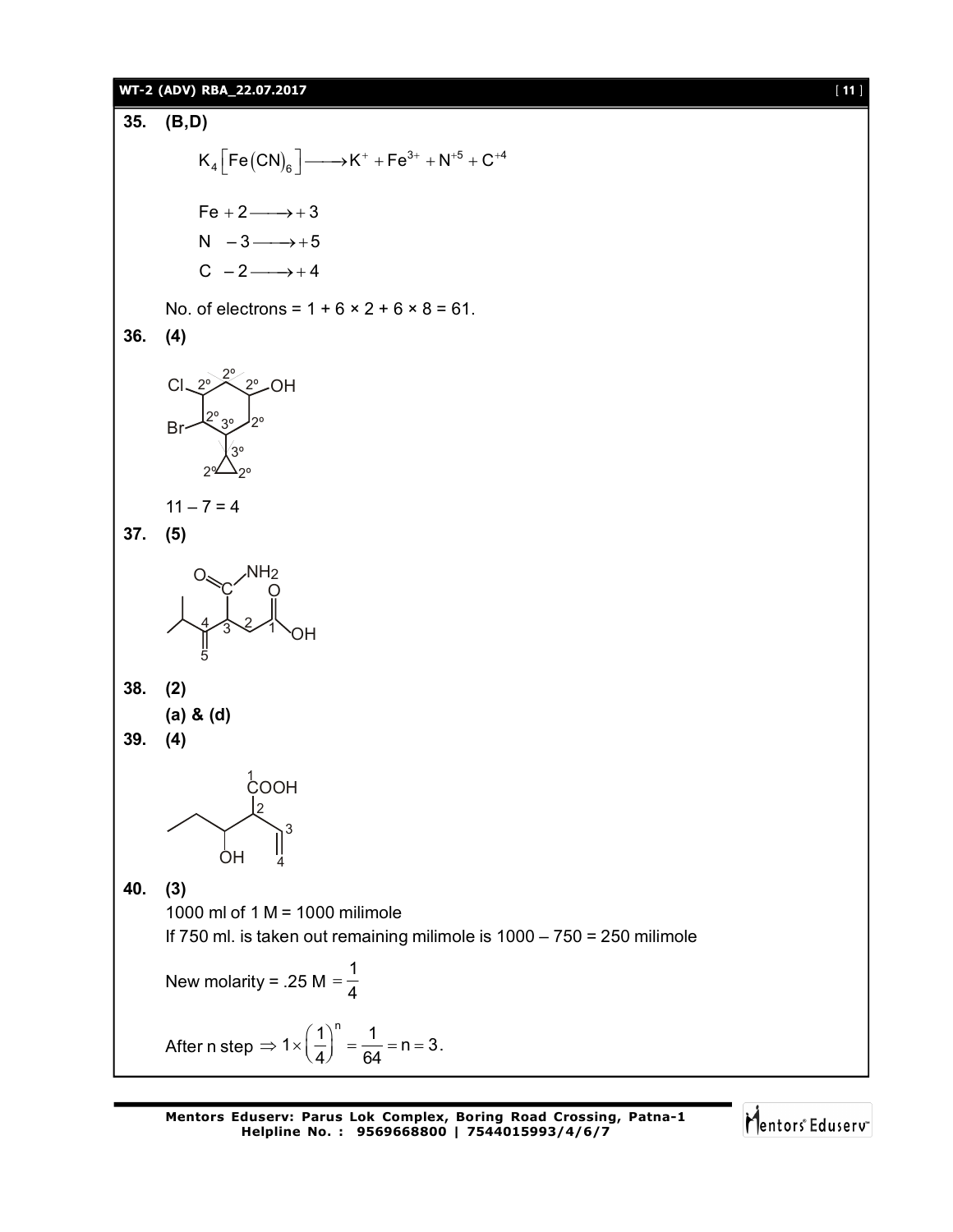**35. (B,D)**

$$K_4\left[Fe(CN)_6\right] \longrightarrow K^+ + Fe^{3+} + N^{+5} + C^{+4}$$

$$Fe \; +2 \longrightarrow +3$$

$$N \; -3 \longrightarrow +5$$

$$C \; -2 \longrightarrow +4$$

No. of electrons = 1 + 6 × 2 + 6 × 8 = 61.

**36. (4)**

$11 - 7 = 4$

**37. (5)**

**38. (2)**

**(a) & (d)**

**39. (4)**

**40. (3)**

1000 ml of 1 M = 1000 milimole

If 750 ml. is taken out remaining milimole is 1000 – 750 = 250 milimole

New molarity = .25 M $= \dfrac{1}{4}$

After n step $\Rightarrow 1 \times \left(\dfrac{1}{4}\right)^n = \dfrac{1}{64} = n = 3$.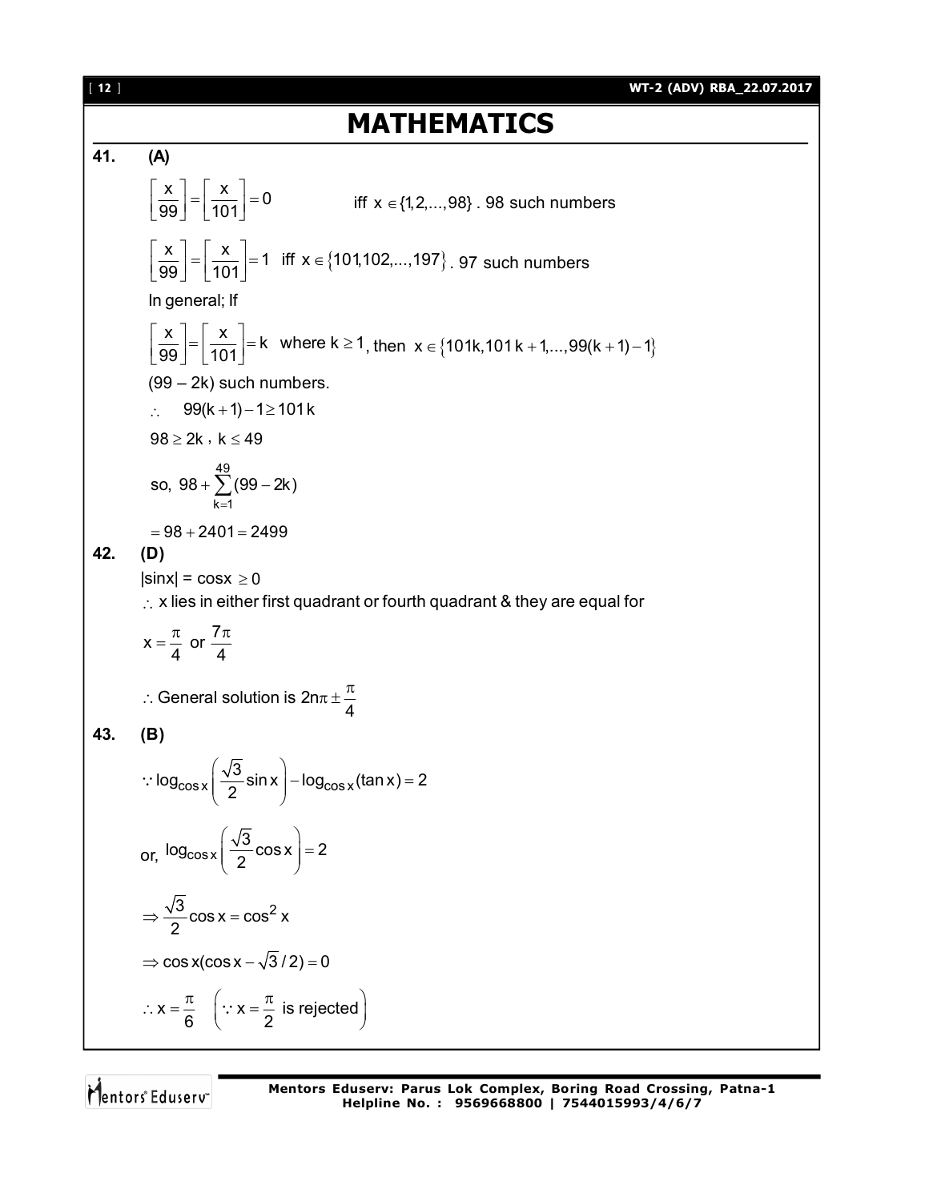# MATHEMATICS

**41. (A)**

$$\left[\frac{x}{99}\right]=\left[\frac{x}{101}\right]=0 \qquad \text{iff } x \in \{1,2,...,98\}\text{. 98 such numbers}$$

$$\left[\frac{x}{99}\right]=\left[\frac{x}{101}\right]=1 \text{ iff } x \in \{101,102,...,197\}\text{. 97 such numbers}$$

In general; If

$\left[\frac{x}{99}\right]=\left[\frac{x}{101}\right]=k$ where $k \geq 1$, then $x \in \{101k, 101k+1,...,99(k+1)-1\}$

$(99 - 2k)$ such numbers.

$\therefore \quad 99(k+1)-1 \geq 101k$

$98 \geq 2k$, $k \leq 49$

so, $98+\sum_{k=1}^{49}(99-2k)$

$= 98 + 2401 = 2499$

**42. (D)**

$|\sin x| = \cos x \geq 0$

$\therefore$ x lies in either first quadrant or fourth quadrant & they are equal for

$x=\frac{\pi}{4}$ or $\frac{7\pi}{4}$

$\therefore$ General solution is $2n\pi \pm \frac{\pi}{4}$

**43. (B)**

$\because \log_{\cos x}\left(\frac{\sqrt{3}}{2}\sin x\right)-\log_{\cos x}(\tan x)=2$

or, $\log_{\cos x}\left(\frac{\sqrt{3}}{2}\cos x\right)=2$

$\Rightarrow \frac{\sqrt{3}}{2}\cos x = \cos^2 x$

$\Rightarrow \cos x(\cos x - \sqrt{3}/2)=0$

$\therefore x = \frac{\pi}{6} \quad \left(\because x=\frac{\pi}{2} \text{ is rejected}\right)$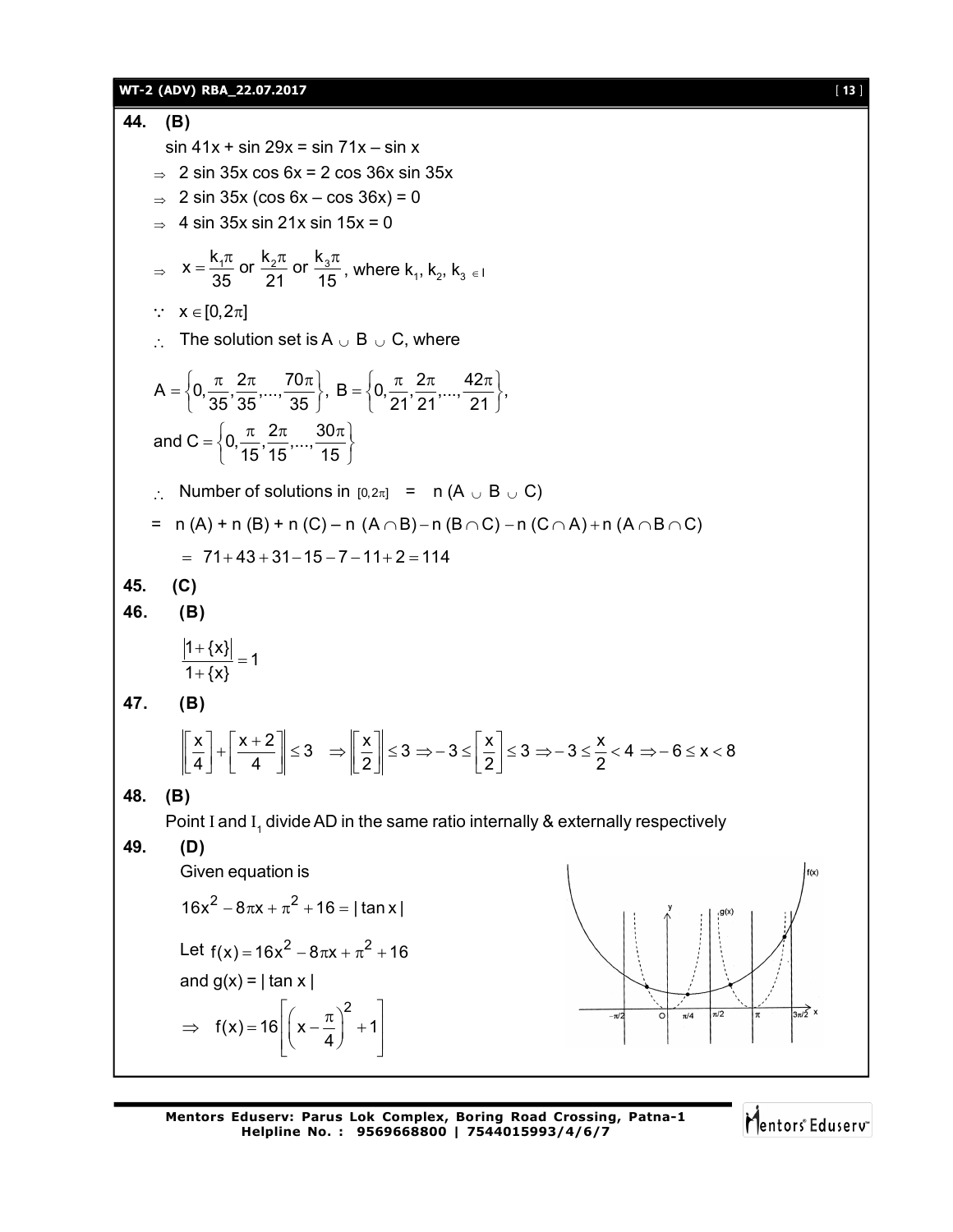**44. (B)**

$\sin 41x + \sin 29x = \sin 71x - \sin x$

$\Rightarrow$ $2 \sin 35x \cos 6x = 2 \cos 36x \sin 35x$

$\Rightarrow$ $2 \sin 35x (\cos 6x - \cos 36x) = 0$

$\Rightarrow$ $4 \sin 35x \sin 21x \sin 15x = 0$

$\Rightarrow$ $x = \frac{k_1\pi}{35}$ or $\frac{k_2\pi}{21}$ or $\frac{k_3\pi}{15}$, where $k_1, k_2, k_3 \in I$

$\because$ $x \in [0, 2\pi]$

$\therefore$ The solution set is $A \cup B \cup C$, where

$A = \left\{0, \frac{\pi}{35}, \frac{2\pi}{35}, ..., \frac{70\pi}{35}\right\}$, $B = \left\{0, \frac{\pi}{21}, \frac{2\pi}{21}, ..., \frac{42\pi}{21}\right\}$,

and $C = \left\{0, \frac{\pi}{15}, \frac{2\pi}{15}, ..., \frac{30\pi}{15}\right\}$

$\therefore$ Number of solutions in $[0, 2\pi]$ = $n(A \cup B \cup C)$

$= n(A) + n(B) + n(C) - n(A \cap B) - n(B \cap C) - n(C \cap A) + n(A \cap B \cap C)$

$= 71 + 43 + 31 - 15 - 7 - 11 + 2 = 114$

**45. (C)**

**46. (B)**

$$\frac{|1+\{x\}|}{1+\{x\}} = 1$$

**47. (B)**

$$\left|\left[\frac{x}{4}\right] + \left[\frac{x+2}{4}\right]\right| \le 3 \Rightarrow \left|\left[\frac{x}{2}\right]\right| \le 3 \Rightarrow -3 \le \left[\frac{x}{2}\right] \le 3 \Rightarrow -3 \le \frac{x}{2} < 4 \Rightarrow -6 \le x < 8$$

**48. (B)**

Point I and $I_1$ divide AD in the same ratio internally & externally respectively

**49. (D)**

Given equation is

$16x^2 - 8\pi x + \pi^2 + 16 = |\tan x|$

Let $f(x) = 16x^2 - 8\pi x + \pi^2 + 16$

and $g(x) = |\tan x|$

$\Rightarrow$ $f(x) = 16\left[\left(x - \frac{\pi}{4}\right)^2 + 1\right]$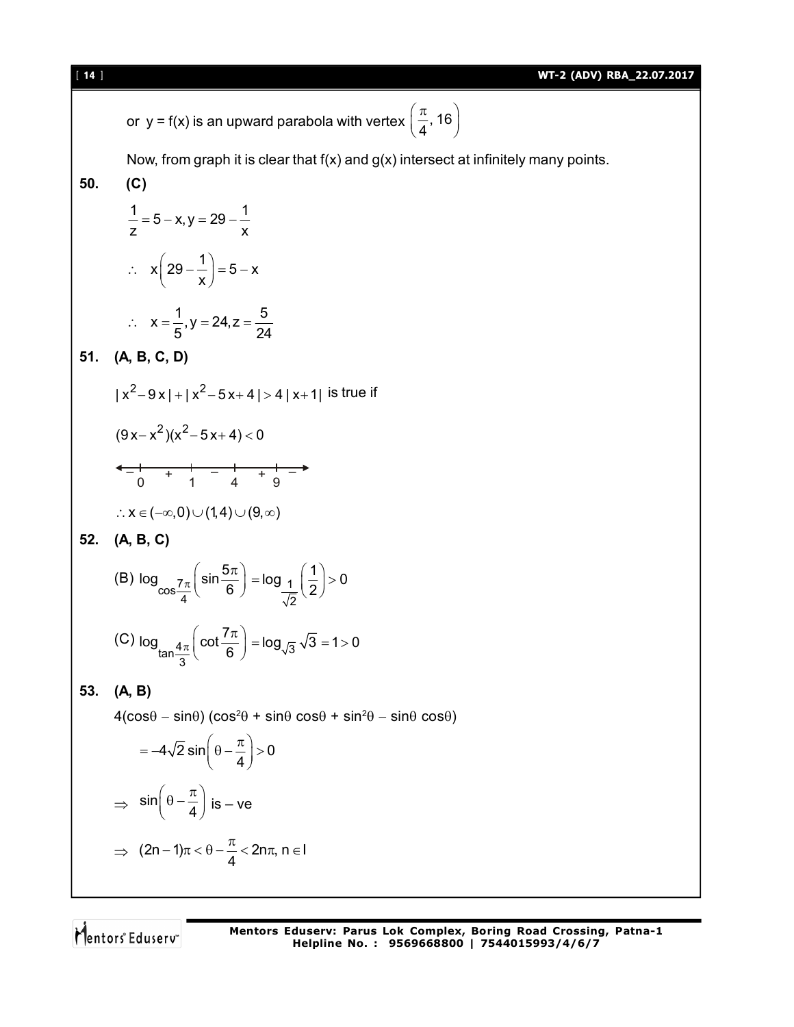or $y = f(x)$ is an upward parabola with vertex $\left(\frac{\pi}{4}, 16\right)$

Now, from graph it is clear that f(x) and g(x) intersect at infinitely many points.

**50. (C)**

$$\frac{1}{z} = 5 - x, y = 29 - \frac{1}{x}$$

$$\therefore \quad x\left(29 - \frac{1}{x}\right) = 5 - x$$

$$\therefore \quad x = \frac{1}{5}, y = 24, z = \frac{5}{24}$$

**51. (A, B, C, D)**

$|x^2 - 9x| + |x^2 - 5x + 4| > 4|x + 1|$ is true if

$$(9x - x^2)(x^2 - 5x + 4) < 0$$

Sign scheme: $-$ before 0, $+$ between 0 and 1, $-$ between 1 and 4, $+$ between 4 and 9, $-$ after 9.

$$\therefore x \in (-\infty, 0) \cup (1, 4) \cup (9, \infty)$$

**52. (A, B, C)**

(B) $\log_{\cos\frac{7\pi}{4}}\left(\sin\frac{5\pi}{6}\right) = \log_{\frac{1}{\sqrt{2}}}\left(\frac{1}{2}\right) > 0$

(C) $\log_{\tan\frac{4\pi}{3}}\left(\cot\frac{7\pi}{6}\right) = \log_{\sqrt{3}}\sqrt{3} = 1 > 0$

**53. (A, B)**

$4(\cos\theta - \sin\theta)(\cos^2\theta + \sin\theta\cos\theta + \sin^2\theta - \sin\theta\cos\theta)$

$$= -4\sqrt{2}\sin\left(\theta - \frac{\pi}{4}\right) > 0$$

$$\Rightarrow \sin\left(\theta - \frac{\pi}{4}\right) \text{ is } -\text{ve}$$

$$\Rightarrow (2n - 1)\pi < \theta - \frac{\pi}{4} < 2n\pi, \; n \in I$$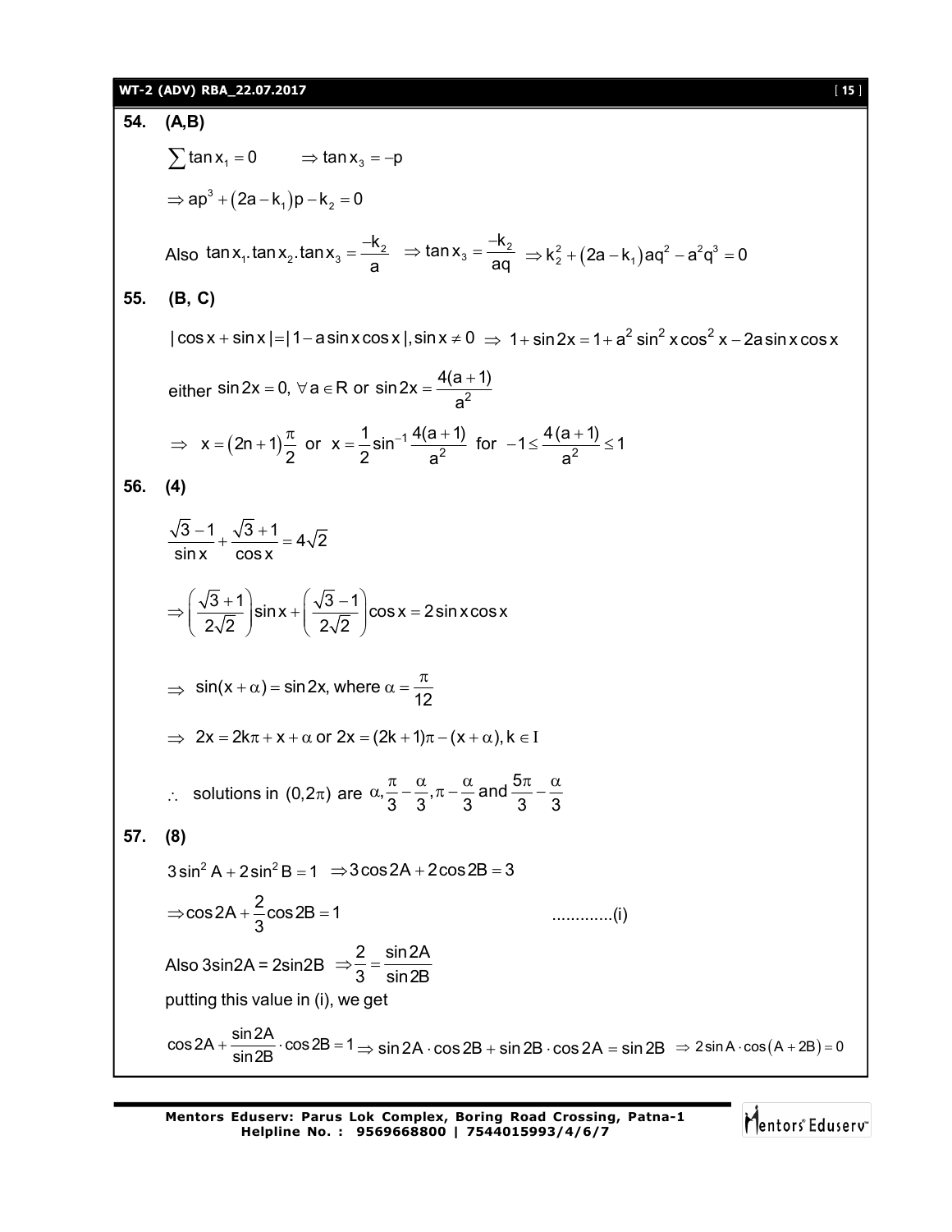**54. (A,B)**

$\sum \tan x_1 = 0 \qquad \Rightarrow \tan x_3 = -p$

$\Rightarrow ap^3 + (2a - k_1)p - k_2 = 0$

Also $\tan x_1 . \tan x_2 . \tan x_3 = \dfrac{-k_2}{a} \;\; \Rightarrow \tan x_3 = \dfrac{-k_2}{aq} \;\; \Rightarrow k_2^2 + (2a - k_1)aq^2 - a^2q^3 = 0$

**55. (B, C)**

$|\cos x + \sin x| = |1 - a\sin x \cos x|, \sin x \neq 0 \;\Rightarrow\; 1 + \sin 2x = 1 + a^2 \sin^2 x \cos^2 x - 2a \sin x \cos x$

either $\sin 2x = 0,\ \forall a \in R$ or $\sin 2x = \dfrac{4(a+1)}{a^2}$

$\Rightarrow \;\; x = (2n+1)\dfrac{\pi}{2}$ or $x = \dfrac{1}{2}\sin^{-1}\dfrac{4(a+1)}{a^2}$ for $-1 \le \dfrac{4(a+1)}{a^2} \le 1$

**56. (4)**

$$\frac{\sqrt{3}-1}{\sin x} + \frac{\sqrt{3}+1}{\cos x} = 4\sqrt{2}$$

$$\Rightarrow \left(\frac{\sqrt{3}+1}{2\sqrt{2}}\right)\sin x + \left(\frac{\sqrt{3}-1}{2\sqrt{2}}\right)\cos x = 2\sin x \cos x$$

$\Rightarrow \;\; \sin(x + \alpha) = \sin 2x$, where $\alpha = \dfrac{\pi}{12}$

$\Rightarrow \;\; 2x = 2k\pi + x + \alpha$ or $2x = (2k+1)\pi - (x + \alpha), k \in I$

$\therefore \;\;$ solutions in $(0, 2\pi)$ are $\alpha, \dfrac{\pi}{3} - \dfrac{\alpha}{3}, \pi - \dfrac{\alpha}{3}$ and $\dfrac{5\pi}{3} - \dfrac{\alpha}{3}$

**57. (8)**

$3\sin^2 A + 2\sin^2 B = 1 \;\; \Rightarrow 3\cos 2A + 2\cos 2B = 3$

$\Rightarrow \cos 2A + \dfrac{2}{3}\cos 2B = 1 \qquad \qquad$ .............(i)

Also 3sin2A = 2sin2B $\;\Rightarrow \dfrac{2}{3} = \dfrac{\sin 2A}{\sin 2B}$

putting this value in (i), we get

$\cos 2A + \dfrac{\sin 2A}{\sin 2B} \cdot \cos 2B = 1 \Rightarrow \sin 2A \cdot \cos 2B + \sin 2B \cdot \cos 2A = \sin 2B \;\; \Rightarrow 2\sin A \cdot \cos(A + 2B) = 0$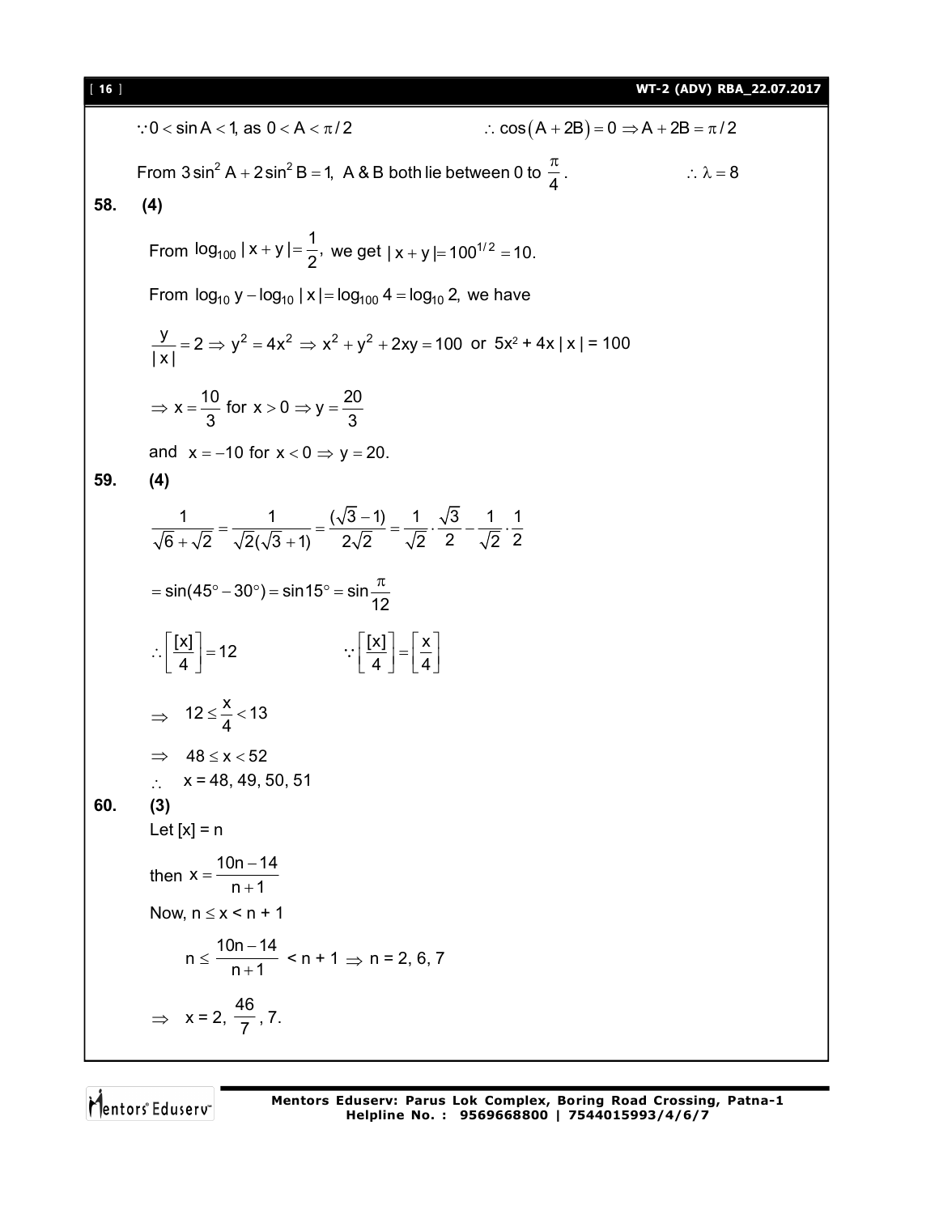$\because 0 < \sin A < 1$, as $0 < A < \pi/2$ $\therefore \cos(A + 2B) = 0 \Rightarrow A + 2B = \pi/2$

From $3\sin^2 A + 2\sin^2 B = 1$, A & B both lie between 0 to $\frac{\pi}{4}$. $\therefore \lambda = 8$

**58. (4)**

From $\log_{100}|x+y| = \frac{1}{2}$, we get $|x+y| = 100^{1/2} = 10$.

From $\log_{10} y - \log_{10}|x| = \log_{100} 4 = \log_{10} 2$, we have

$$\frac{y}{|x|} = 2 \Rightarrow y^2 = 4x^2 \Rightarrow x^2 + y^2 + 2xy = 100 \text{ or } 5x^2 + 4x|x| = 100$$

$$\Rightarrow x = \frac{10}{3} \text{ for } x > 0 \Rightarrow y = \frac{20}{3}$$

and $x = -10$ for $x < 0 \Rightarrow y = 20$.

**59. (4)**

$$\frac{1}{\sqrt{6}+\sqrt{2}} = \frac{1}{\sqrt{2}(\sqrt{3}+1)} = \frac{(\sqrt{3}-1)}{2\sqrt{2}} = \frac{1}{\sqrt{2}}\cdot\frac{\sqrt{3}}{2} - \frac{1}{\sqrt{2}}\cdot\frac{1}{2}$$

$$= \sin(45^\circ - 30^\circ) = \sin 15^\circ = \sin\frac{\pi}{12}$$

$$\therefore \left[\frac{[x]}{4}\right] = 12 \qquad \because \left[\frac{[x]}{4}\right] = \left[\frac{x}{4}\right]$$

$$\Rightarrow 12 \le \frac{x}{4} < 13$$

$$\Rightarrow 48 \le x < 52$$

$\therefore$ x = 48, 49, 50, 51

**60. (3)**

Let [x] = n

then $x = \frac{10n - 14}{n+1}$

Now, $n \le x < n + 1$

$$n \le \frac{10n-14}{n+1} < n + 1 \Rightarrow n = 2, 6, 7$$

$$\Rightarrow x = 2, \frac{46}{7}, 7.$$